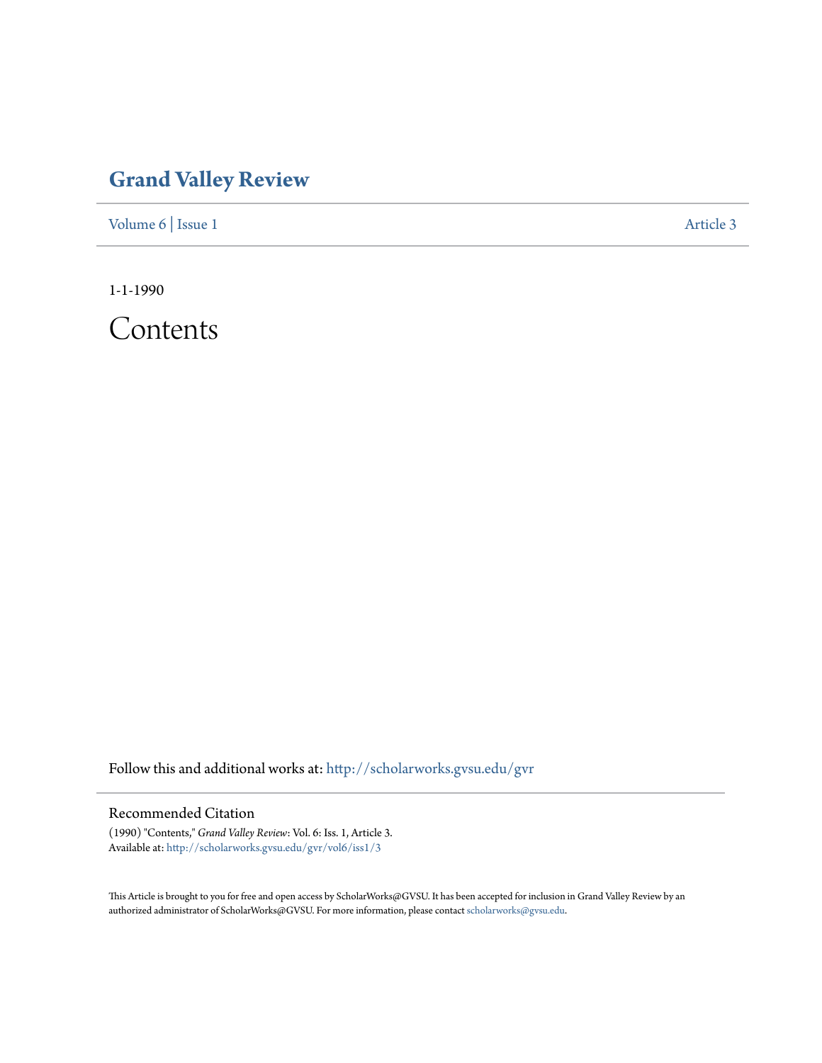# Grand Valley Review

Volume 6 | Issue 1 Article 3

1-1-1990

# Contents

Follow this and additional works at: http://scholarworks.gvsu.edu/gvr

## Recommended Citation

(1990) "Contents," *Grand Valley Review*: Vol. 6: Iss. 1, Article 3.
Available at: http://scholarworks.gvsu.edu/gvr/vol6/iss1/3

This Article is brought to you for free and open access by ScholarWorks@GVSU. It has been accepted for inclusion in Grand Valley Review by an authorized administrator of ScholarWorks@GVSU. For more information, please contact scholarworks@gvsu.edu.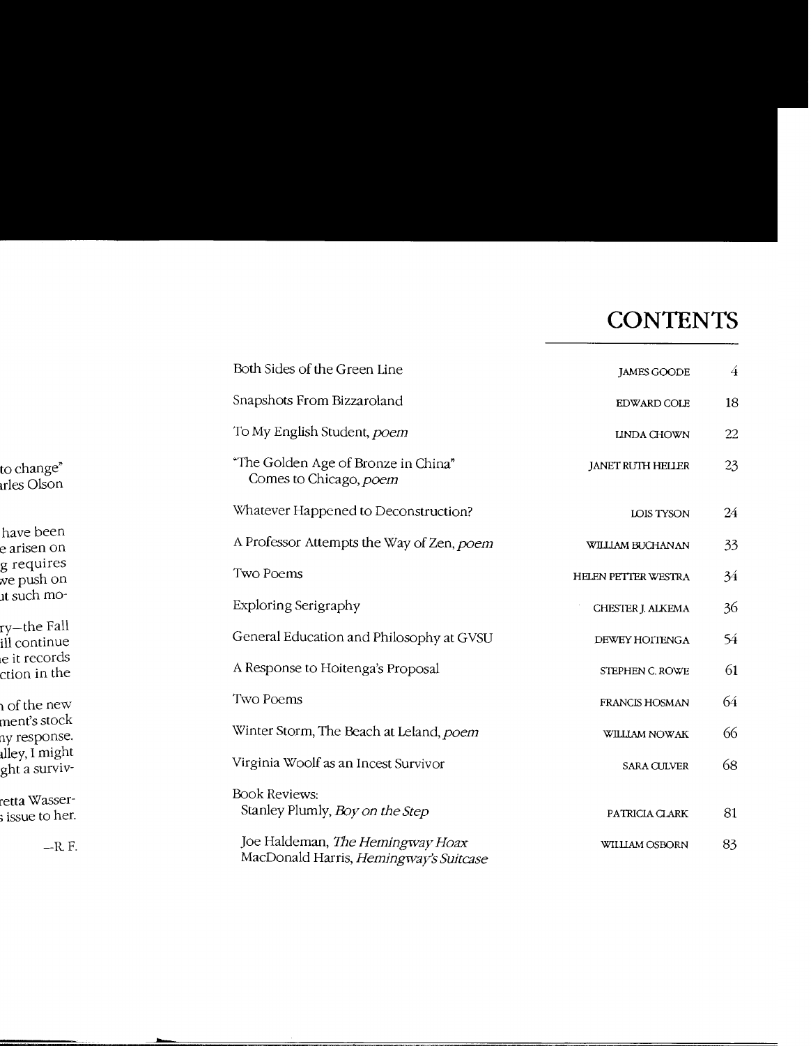# CONTENTS

| | | |
|---|---|---|
| Both Sides of the Green Line | JAMES GOODE | 4 |
| Snapshots From Bizzaroland | EDWARD COLE | 18 |
| To My English Student, *poem* | LINDA CHOWN | 22 |
| "The Golden Age of Bronze in China" Comes to Chicago, *poem* | JANET RUTH HELLER | 23 |
| Whatever Happened to Deconstruction? | LOIS TYSON | 24 |
| A Professor Attempts the Way of Zen, *poem* | WILLIAM BUCHANAN | 33 |
| Two Poems | HELEN PETTER WESTRA | 34 |
| Exploring Serigraphy | CHESTER J. ALKEMA | 36 |
| General Education and Philosophy at GVSU | DEWEY HOITENGA | 54 |
| A Response to Hoitenga's Proposal | STEPHEN C. ROWE | 61 |
| Two Poems | FRANCIS HOSMAN | 64 |
| Winter Storm, The Beach at Leland, *poem* | WILLIAM NOWAK | 66 |
| Virginia Woolf as an Incest Survivor | SARA CULVER | 68 |
| Book Reviews: Stanley Plumly, *Boy on the Step* | PATRICIA CLARK | 81 |
| Joe Haldeman, *The Hemingway Hoax* MacDonald Harris, *Hemingway's Suitcase* | WILLIAM OSBORN | 83 |